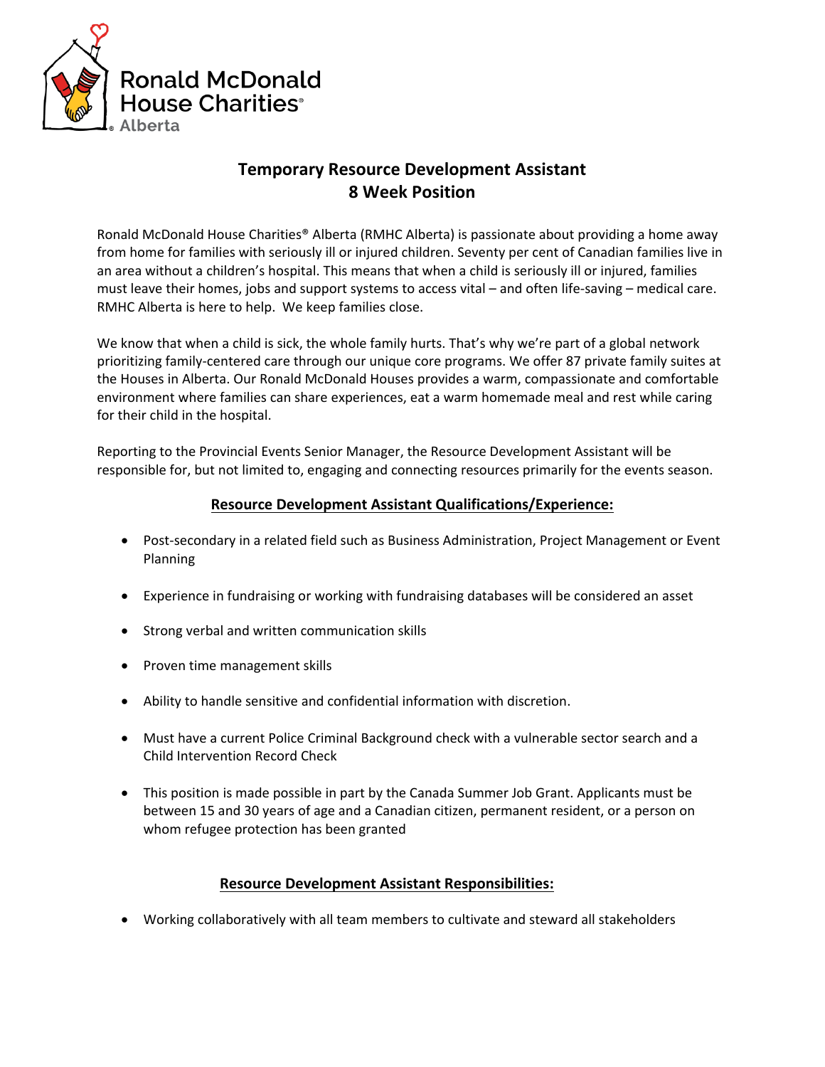Ronald McDonald House Charities® Alberta

# Temporary Resource Development Assistant
# 8 Week Position

Ronald McDonald House Charities® Alberta (RMHC Alberta) is passionate about providing a home away from home for families with seriously ill or injured children. Seventy per cent of Canadian families live in an area without a children's hospital. This means that when a child is seriously ill or injured, families must leave their homes, jobs and support systems to access vital – and often life-saving – medical care. RMHC Alberta is here to help. We keep families close.

We know that when a child is sick, the whole family hurts. That's why we're part of a global network prioritizing family-centered care through our unique core programs. We offer 87 private family suites at the Houses in Alberta. Our Ronald McDonald Houses provides a warm, compassionate and comfortable environment where families can share experiences, eat a warm homemade meal and rest while caring for their child in the hospital.

Reporting to the Provincial Events Senior Manager, the Resource Development Assistant will be responsible for, but not limited to, engaging and connecting resources primarily for the events season.

## Resource Development Assistant Qualifications/Experience:

- Post-secondary in a related field such as Business Administration, Project Management or Event Planning
- Experience in fundraising or working with fundraising databases will be considered an asset
- Strong verbal and written communication skills
- Proven time management skills
- Ability to handle sensitive and confidential information with discretion.
- Must have a current Police Criminal Background check with a vulnerable sector search and a Child Intervention Record Check
- This position is made possible in part by the Canada Summer Job Grant. Applicants must be between 15 and 30 years of age and a Canadian citizen, permanent resident, or a person on whom refugee protection has been granted

## Resource Development Assistant Responsibilities:

- Working collaboratively with all team members to cultivate and steward all stakeholders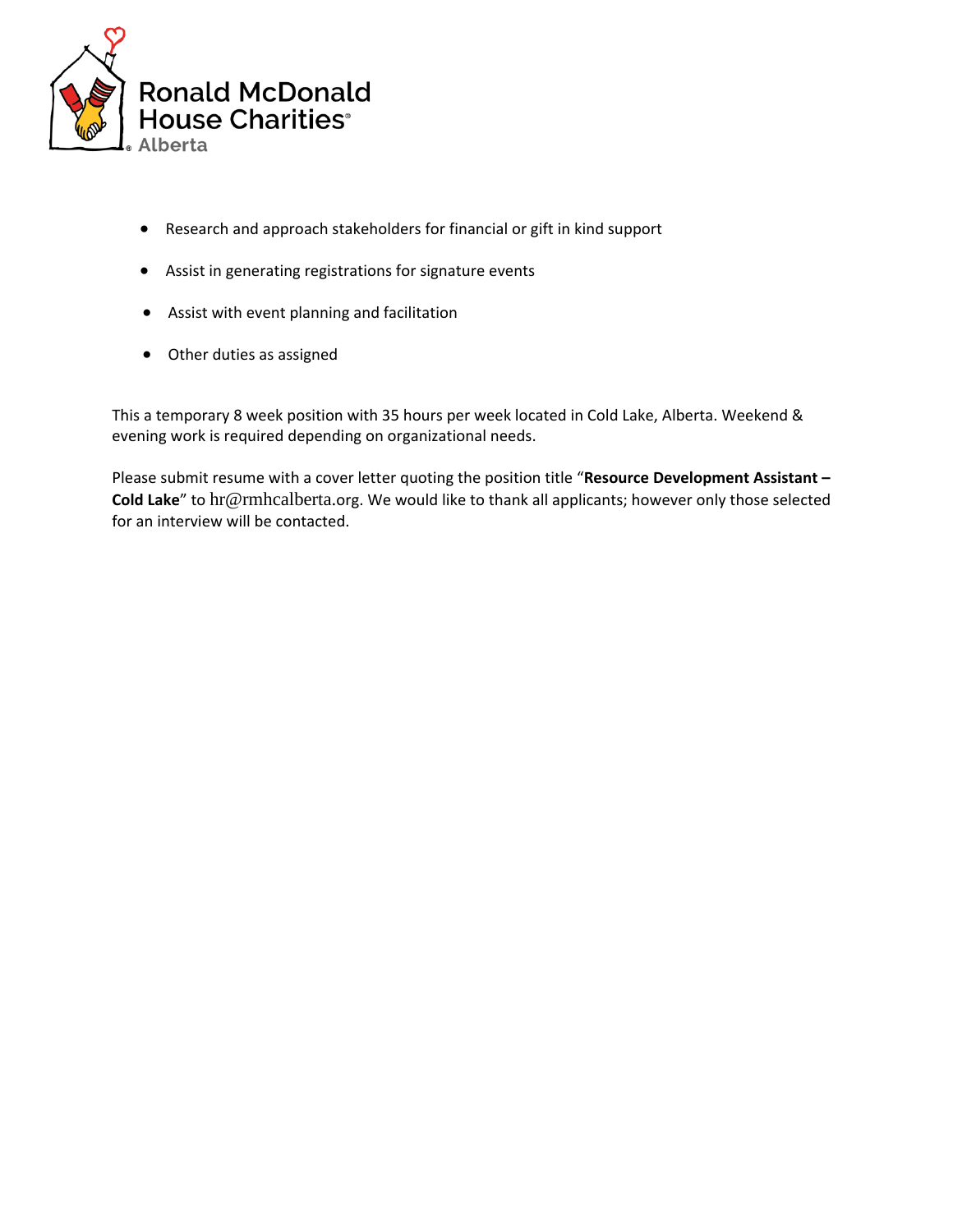- Research and approach stakeholders for financial or gift in kind support
- Assist in generating registrations for signature events
- Assist with event planning and facilitation
- Other duties as assigned

This a temporary 8 week position with 35 hours per week located in Cold Lake, Alberta. Weekend & evening work is required depending on organizational needs.

Please submit resume with a cover letter quoting the position title "**Resource Development Assistant – Cold Lake**" to hr@rmhcalberta.org. We would like to thank all applicants; however only those selected for an interview will be contacted.